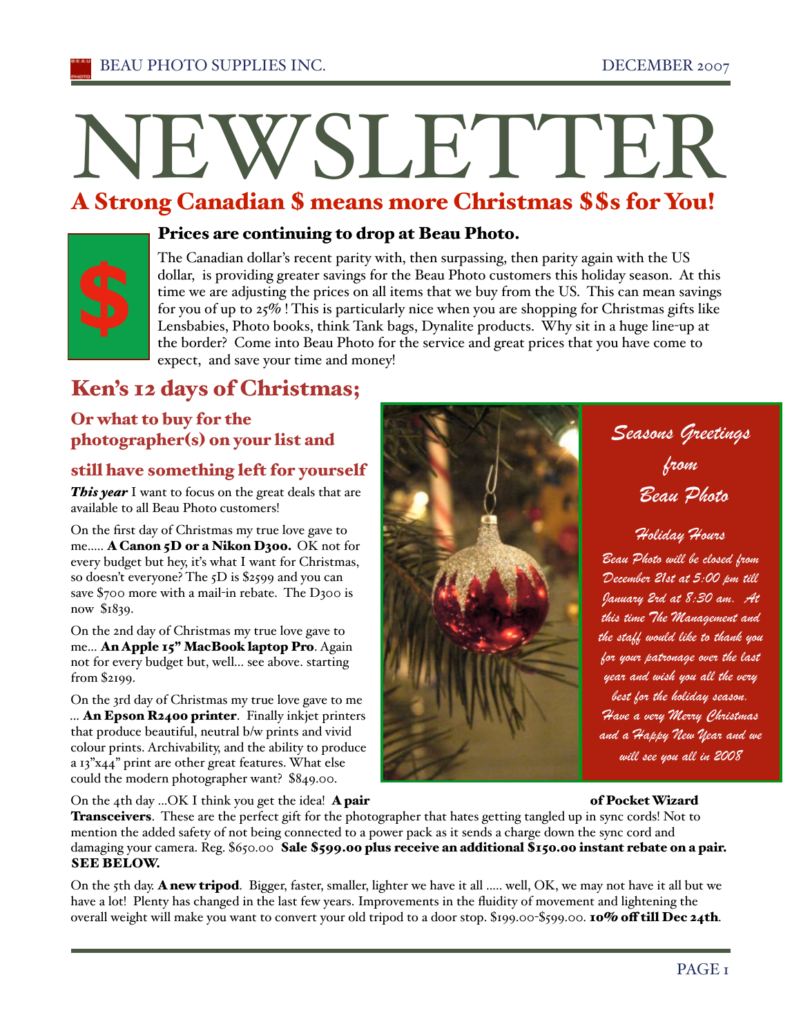# NEWSLETTER

## A Strong Canadian $ means more Christmas $$s for You!

### Prices are continuing to drop at Beau Photo.

The Canadian dollar's recent parity with, then surpassing, then parity again with the US dollar, is providing greater savings for the Beau Photo customers this holiday season. At this time we are adjusting the prices on all items that we buy from the US. This can mean savings for you of up to 25% ! This is particularly nice when you are shopping for Christmas gifts like Lensbabies, Photo books, think Tank bags, Dynalite products. Why sit in a huge line-up at the border? Come into Beau Photo for the service and great prices that you have come to expect, and save your time and money!

## Ken's 12 days of Christmas;

### Or what to buy for the photographer(s) on your list and still have something left for yourself

***This year*** I want to focus on the great deals that are available to all Beau Photo customers!

On the first day of Christmas my true love gave to me..... **A Canon 5D or a Nikon D300.** OK not for every budget but hey, it's what I want for Christmas, so doesn't everyone? The 5D is $2599 and you can save $700 more with a mail-in rebate. The D300 is now $1839.

On the 2nd day of Christmas my true love gave to me... **An Apple 15" MacBook laptop Pro**. Again not for every budget but, well... see above. starting from $2199.

On the 3rd day of Christmas my true love gave to me ... **An Epson R2400 printer**. Finally inkjet printers that produce beautiful, neutral b/w prints and vivid colour prints. Archivability, and the ability to produce a 13"x44" print are other great features. What else could the modern photographer want? $849.00.

*Seasons Greetings from Beau Photo*

*Holiday Hours*

*Beau Photo will be closed from December 21st at 5:00 pm till January 2nd at 8:30 am. At this time The Management and the staff would like to thank you for your patronage over the last year and wish you all the very best for the holiday season. Have a very Merry Christmas and a Happy New Year and we will see you all in 2008*

On the 4th day ...OK I think you get the idea! **A pair of Pocket Wizard Transceivers**. These are the perfect gift for the photographer that hates getting tangled up in sync cords! Not to mention the added safety of not being connected to a power pack as it sends a charge down the sync cord and damaging your camera. Reg. $650.00 **Sale $599.00 plus receive an additional $150.00 instant rebate on a pair. SEE BELOW.**

On the 5th day. **A new tripod**. Bigger, faster, smaller, lighter we have it all ..... well, OK, we may not have it all but we have a lot! Plenty has changed in the last few years. Improvements in the fluidity of movement and lightening the overall weight will make you want to convert your old tripod to a door stop. $199.00-$599.00. **10% off till Dec 24th**.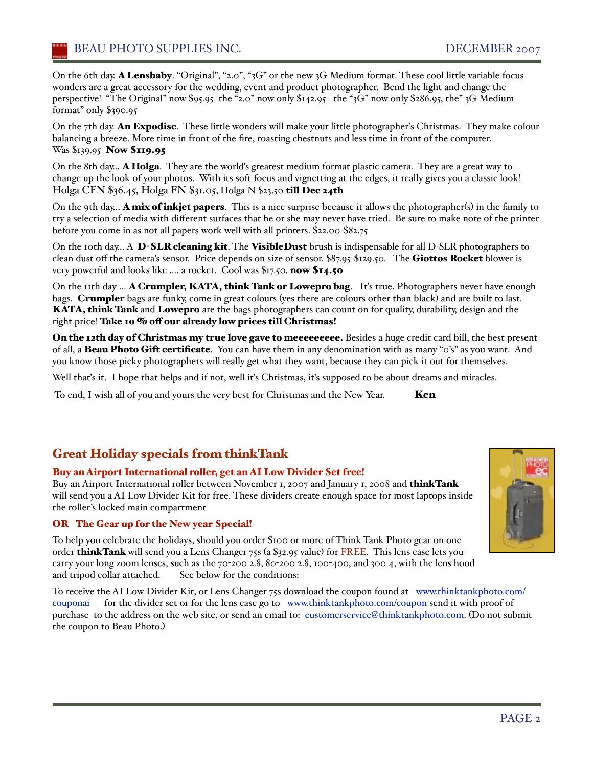On the 6th day. **A Lensbaby**. "Original", "2.0", "3G" or the new 3G Medium format. These cool little variable focus wonders are a great accessory for the wedding, event and product photographer. Bend the light and change the perspective! "The Original" now $95.95 the "2.0" now only $142.95 the "3G" now only $286.95, the" 3G Medium format" only $390.95

On the 7th day. **An Expodisc**. These little wonders will make your little photographer's Christmas. They make colour balancing a breeze. More time in front of the fire, roasting chestnuts and less time in front of the computer. Was $139.95 **Now $119.95**

On the 8th day... **A Holga**. They are the world's greatest medium format plastic camera. They are a great way to change up the look of your photos. With its soft focus and vignetting at the edges, it really gives you a classic look! Holga CFN $36.45, Holga FN $31.05, Holga N $23.50 **till Dec 24th**

On the 9th day... **A mix of inkjet papers**. This is a nice surprise because it allows the photographer(s) in the family to try a selection of media with different surfaces that he or she may never have tried. Be sure to make note of the printer before you come in as not all papers work well with all printers. $22.00-$82.75

On the 10th day... A **D-SLR cleaning kit**. The **VisibleDust** brush is indispensable for all D-SLR photographers to clean dust off the camera's sensor. Price depends on size of sensor. $87.95-$129.50. The **Giottos Rocket** blower is very powerful and looks like .... a rocket. Cool was $17.50. **now $14.50**

On the 11th day ... **A Crumpler, KATA, think Tank or Lowepro bag**. It's true. Photographers never have enough bags. **Crumpler** bags are funky, come in great colours (yes there are colours other than black) and are built to last. **KATA, think Tank** and **Lowepro** are the bags photographers can count on for quality, durability, design and the right price! **Take 10 % off our already low prices till Christmas!**

**On the 12th day of Christmas my true love gave to meeeeeeeee.** Besides a huge credit card bill, the best present of all, a **Beau Photo Gift certificate**. You can have them in any denomination with as many "0's" as you want. And you know those picky photographers will really get what they want, because they can pick it out for themselves.

Well that's it. I hope that helps and if not, well it's Christmas, it's supposed to be about dreams and miracles.

To end, I wish all of you and yours the very best for Christmas and the New Year. **Ken**

## Great Holiday specials from thinkTank

### Buy an Airport International roller, get an AI Low Divider Set free!

Buy an Airport International roller between November 1, 2007 and January 1, 2008 and **thinkTank** will send you a AI Low Divider Kit for free. These dividers create enough space for most laptops inside the roller's locked main compartment

### OR The Gear up for the New year Special!

To help you celebrate the holidays, should you order $100 or more of Think Tank Photo gear on one order **thinkTank** will send you a Lens Changer 75s (a $32.95 value) for FREE. This lens case lets you carry your long zoom lenses, such as the 70-200 2.8, 80-200 2.8, 100-400, and 300 4, with the lens hood and tripod collar attached. See below for the conditions:

To receive the AI Low Divider Kit, or Lens Changer 75s download the coupon found at www.thinktankphoto.com/couponai for the divider set or for the lens case go to www.thinktankphoto.com/coupon send it with proof of purchase to the address on the web site, or send an email to: customerservice@thinktankphoto.com. (Do not submit the coupon to Beau Photo.)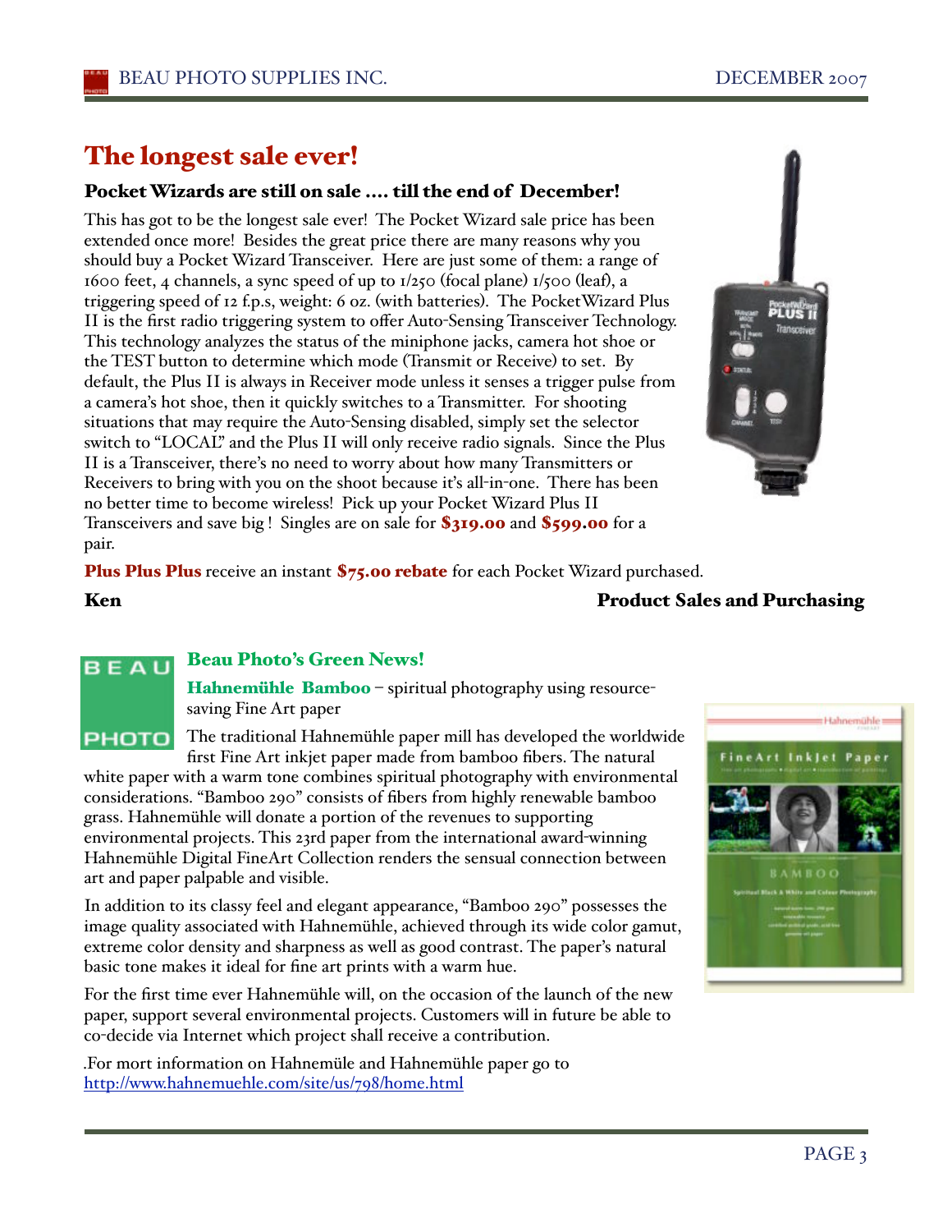# The longest sale ever!

## Pocket Wizards are still on sale .... till the end of December!

This has got to be the longest sale ever! The Pocket Wizard sale price has been extended once more! Besides the great price there are many reasons why you should buy a Pocket Wizard Transceiver. Here are just some of them: a range of 1600 feet, 4 channels, a sync speed of up to 1/250 (focal plane) 1/500 (leaf), a triggering speed of 12 f.p.s, weight: 6 oz. (with batteries). The PocketWizard Plus II is the first radio triggering system to offer Auto-Sensing Transceiver Technology. This technology analyzes the status of the miniphone jacks, camera hot shoe or the TEST button to determine which mode (Transmit or Receive) to set. By default, the Plus II is always in Receiver mode unless it senses a trigger pulse from a camera's hot shoe, then it quickly switches to a Transmitter. For shooting situations that may require the Auto-Sensing disabled, simply set the selector switch to "LOCAL" and the Plus II will only receive radio signals. Since the Plus II is a Transceiver, there's no need to worry about how many Transmitters or Receivers to bring with you on the shoot because it's all-in-one. There has been no better time to become wireless! Pick up your Pocket Wizard Plus II Transceivers and save big ! Singles are on sale for **$319.00** and **$599.00** for a pair.

**Plus Plus Plus** receive an instant **$75.00 rebate** for each Pocket Wizard purchased.

**Ken** — **Product Sales and Purchasing**

## Beau Photo's Green News!

**Hahnemühle Bamboo** – spiritual photography using resource-saving Fine Art paper

The traditional Hahnemühle paper mill has developed the worldwide first Fine Art inkjet paper made from bamboo fibers. The natural white paper with a warm tone combines spiritual photography with environmental considerations. "Bamboo 290" consists of fibers from highly renewable bamboo grass. Hahnemühle will donate a portion of the revenues to supporting environmental projects. This 23rd paper from the international award-winning Hahnemühle Digital FineArt Collection renders the sensual connection between art and paper palpable and visible.

In addition to its classy feel and elegant appearance, "Bamboo 290" possesses the image quality associated with Hahnemühle, achieved through its wide color gamut, extreme color density and sharpness as well as good contrast. The paper's natural basic tone makes it ideal for fine art prints with a warm hue.

For the first time ever Hahnemühle will, on the occasion of the launch of the new paper, support several environmental projects. Customers will in future be able to co-decide via Internet which project shall receive a contribution.

.For mort information on Hahnemüle and Hahnemühle paper go to http://www.hahnemuehle.com/site/us/798/home.html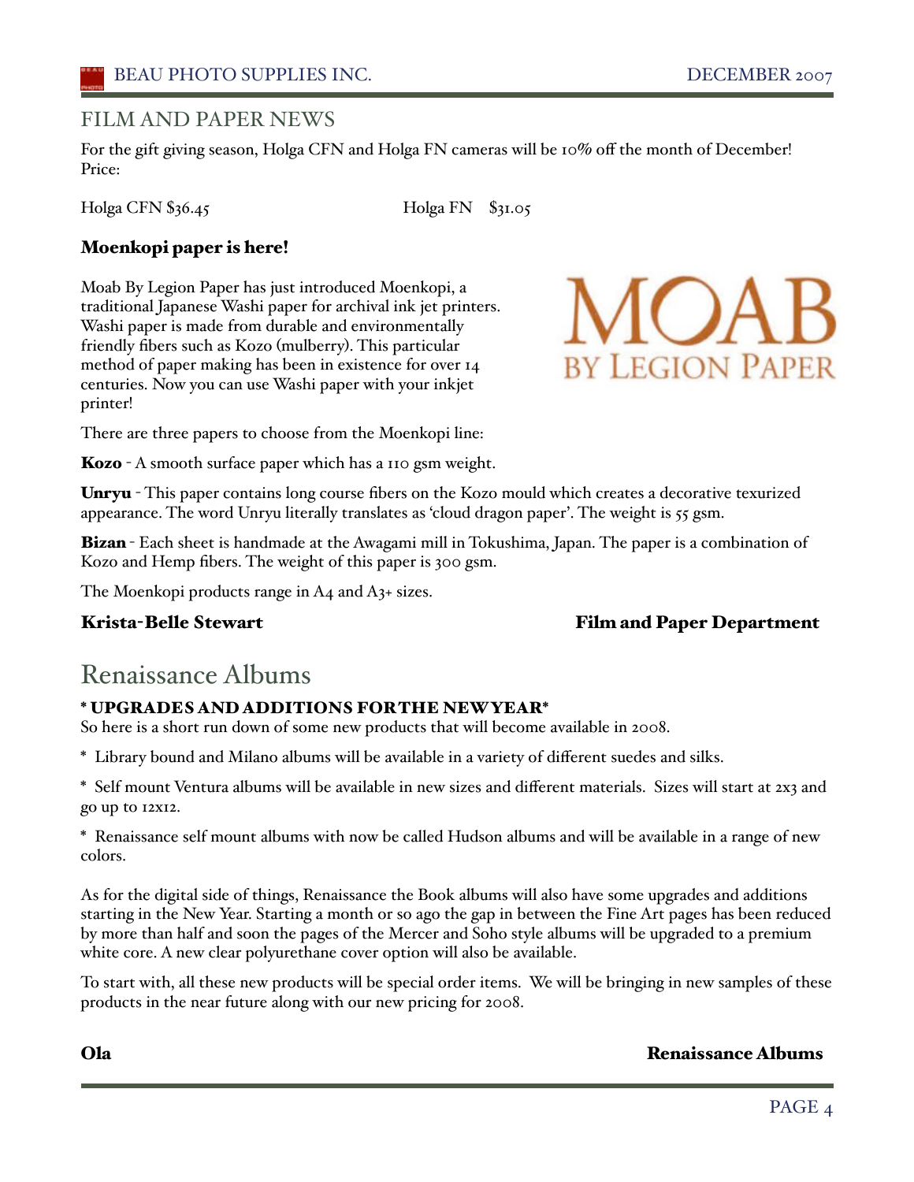## FILM AND PAPER NEWS

For the gift giving season, Holga CFN and Holga FN cameras will be 10% off the month of December! Price:

Holga CFN $36.45 Holga FN $31.05

### Moenkopi paper is here!

Moab By Legion Paper has just introduced Moenkopi, a traditional Japanese Washi paper for archival ink jet printers. Washi paper is made from durable and environmentally friendly fibers such as Kozo (mulberry). This particular method of paper making has been in existence for over 14 centuries. Now you can use Washi paper with your inkjet printer!

MOAB BY LEGION PAPER

There are three papers to choose from the Moenkopi line:

**Kozo** - A smooth surface paper which has a 110 gsm weight.

**Unryu** - This paper contains long course fibers on the Kozo mould which creates a decorative texurized appearance. The word Unryu literally translates as 'cloud dragon paper'. The weight is 55 gsm.

**Bizan** - Each sheet is handmade at the Awagami mill in Tokushima, Japan. The paper is a combination of Kozo and Hemp fibers. The weight of this paper is 300 gsm.

The Moenkopi products range in A4 and A3+ sizes.

**Krista-Belle Stewart** **Film and Paper Department**

## Renaissance Albums

**\* UPGRADES AND ADDITIONS FOR THE NEW YEAR\***

So here is a short run down of some new products that will become available in 2008.

\* Library bound and Milano albums will be available in a variety of different suedes and silks.

\* Self mount Ventura albums will be available in new sizes and different materials. Sizes will start at 2x3 and go up to 12x12.

\* Renaissance self mount albums with now be called Hudson albums and will be available in a range of new colors.

As for the digital side of things, Renaissance the Book albums will also have some upgrades and additions starting in the New Year. Starting a month or so ago the gap in between the Fine Art pages has been reduced by more than half and soon the pages of the Mercer and Soho style albums will be upgraded to a premium white core. A new clear polyurethane cover option will also be available.

To start with, all these new products will be special order items. We will be bringing in new samples of these products in the near future along with our new pricing for 2008.

**Ola** **Renaissance Albums**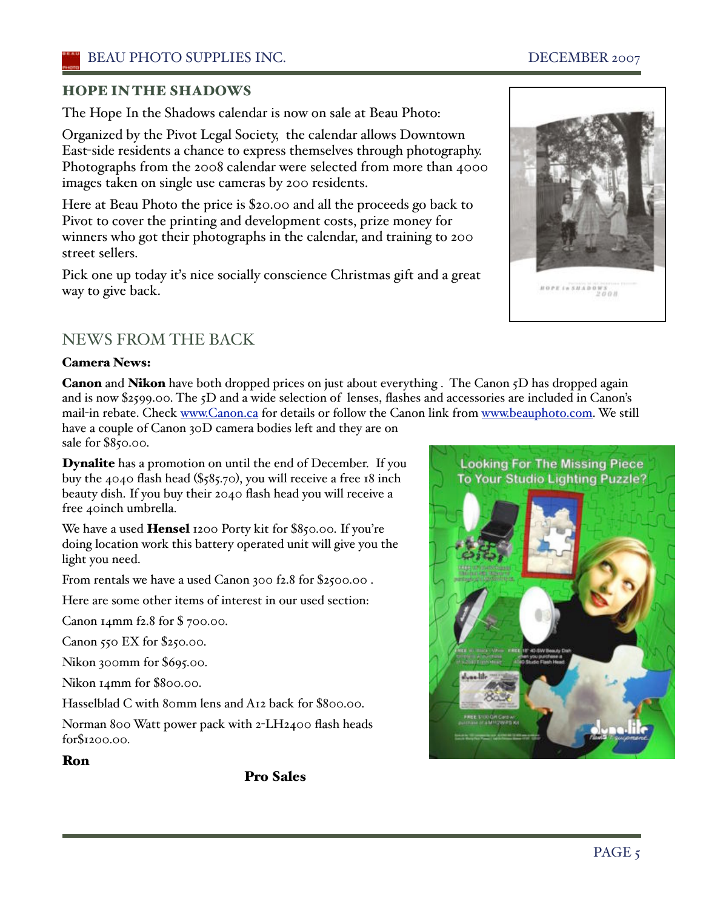## HOPE IN THE SHADOWS

The Hope In the Shadows calendar is now on sale at Beau Photo:

Organized by the Pivot Legal Society, the calendar allows Downtown East-side residents a chance to express themselves through photography. Photographs from the 2008 calendar were selected from more than 4000 images taken on single use cameras by 200 residents.

Here at Beau Photo the price is $20.00 and all the proceeds go back to Pivot to cover the printing and development costs, prize money for winners who got their photographs in the calendar, and training to 200 street sellers.

Pick one up today it's nice socially conscience Christmas gift and a great way to give back.

## NEWS FROM THE BACK

**Camera News:**

**Canon** and **Nikon** have both dropped prices on just about everything . The Canon 5D has dropped again and is now $2599.00. The 5D and a wide selection of lenses, flashes and accessories are included in Canon's mail-in rebate. Check www.Canon.ca for details or follow the Canon link from www.beauphoto.com. We still have a couple of Canon 30D camera bodies left and they are on sale for $850.00.

**Dynalite** has a promotion on until the end of December. If you buy the 4040 flash head ($585.70), you will receive a free 18 inch beauty dish. If you buy their 2040 flash head you will receive a free 40inch umbrella.

We have a used **Hensel** 1200 Porty kit for $850.00. If you're doing location work this battery operated unit will give you the light you need.

From rentals we have a used Canon 300 f2.8 for $2500.00 .

Here are some other items of interest in our used section:

Canon 14mm f2.8 for $ 700.00.

Canon 550 EX for $250.00.

Nikon 300mm for $695.00.

Nikon 14mm for $800.00.

Hasselblad C with 80mm lens and A12 back for $800.00.

Norman 800 Watt power pack with 2-LH2400 flash heads for$1200.00.

**Ron**

**Pro Sales**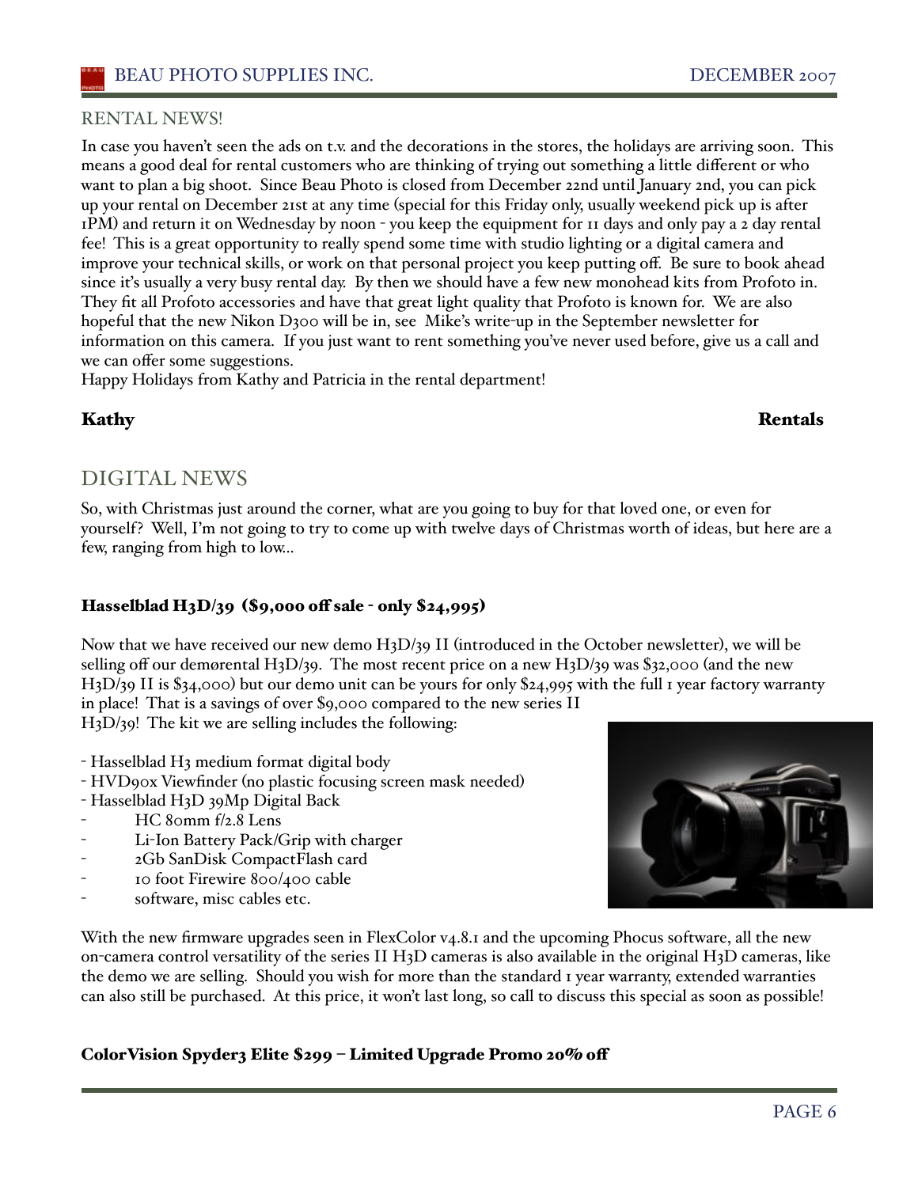## RENTAL NEWS!

In case you haven't seen the ads on t.v. and the decorations in the stores, the holidays are arriving soon. This means a good deal for rental customers who are thinking of trying out something a little different or who want to plan a big shoot. Since Beau Photo is closed from December 22nd until January 2nd, you can pick up your rental on December 21st at any time (special for this Friday only, usually weekend pick up is after 1PM) and return it on Wednesday by noon - you keep the equipment for 11 days and only pay a 2 day rental fee! This is a great opportunity to really spend some time with studio lighting or a digital camera and improve your technical skills, or work on that personal project you keep putting off. Be sure to book ahead since it's usually a very busy rental day. By then we should have a few new monohead kits from Profoto in. They fit all Profoto accessories and have that great light quality that Profoto is known for. We are also hopeful that the new Nikon D300 will be in, see Mike's write-up in the September newsletter for information on this camera. If you just want to rent something you've never used before, give us a call and we can offer some suggestions.
Happy Holidays from Kathy and Patricia in the rental department!

**Kathy** **Rentals**

## DIGITAL NEWS

So, with Christmas just around the corner, what are you going to buy for that loved one, or even for yourself? Well, I'm not going to try to come up with twelve days of Christmas worth of ideas, but here are a few, ranging from high to low...

### Hasselblad H3D/39 ($9,000 off sale - only $24,995)

Now that we have received our new demo H3D/39 II (introduced in the October newsletter), we will be selling off our demørental H3D/39. The most recent price on a new H3D/39 was $32,000 (and the new H3D/39 II is $34,000) but our demo unit can be yours for only $24,995 with the full 1 year factory warranty in place! That is a savings of over $9,000 compared to the new series II H3D/39! The kit we are selling includes the following:

- Hasselblad H3 medium format digital body
- HVD90x Viewfinder (no plastic focusing screen mask needed)
- Hasselblad H3D 39Mp Digital Back
- HC 80mm f/2.8 Lens
- Li-Ion Battery Pack/Grip with charger
- 2Gb SanDisk CompactFlash card
- 10 foot Firewire 800/400 cable
- software, misc cables etc.

With the new firmware upgrades seen in FlexColor v4.8.1 and the upcoming Phocus software, all the new on-camera control versatility of the series II H3D cameras is also available in the original H3D cameras, like the demo we are selling. Should you wish for more than the standard 1 year warranty, extended warranties can also still be purchased. At this price, it won't last long, so call to discuss this special as soon as possible!

### ColorVision Spyder3 Elite $299 – Limited Upgrade Promo 20% off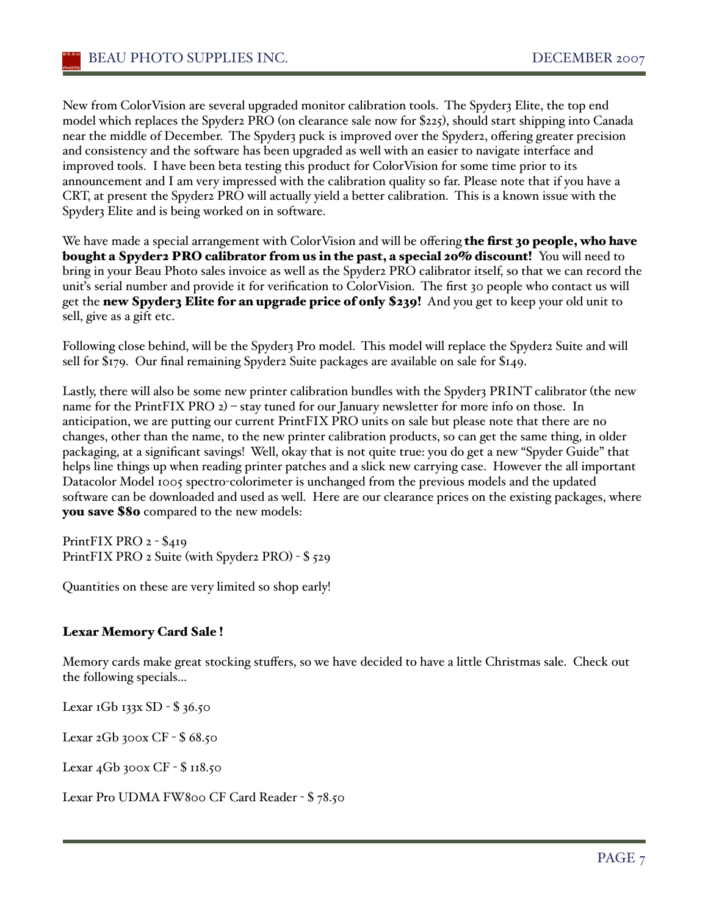New from ColorVision are several upgraded monitor calibration tools. The Spyder3 Elite, the top end model which replaces the Spyder2 PRO (on clearance sale now for $225), should start shipping into Canada near the middle of December. The Spyder3 puck is improved over the Spyder2, offering greater precision and consistency and the software has been upgraded as well with an easier to navigate interface and improved tools. I have been beta testing this product for ColorVision for some time prior to its announcement and I am very impressed with the calibration quality so far. Please note that if you have a CRT, at present the Spyder2 PRO will actually yield a better calibration. This is a known issue with the Spyder3 Elite and is being worked on in software.

We have made a special arrangement with ColorVision and will be offering **the first 30 people, who have bought a Spyder2 PRO calibrator from us in the past, a special 20% discount!** You will need to bring in your Beau Photo sales invoice as well as the Spyder2 PRO calibrator itself, so that we can record the unit's serial number and provide it for verification to ColorVision. The first 30 people who contact us will get the **new Spyder3 Elite for an upgrade price of only $239!** And you get to keep your old unit to sell, give as a gift etc.

Following close behind, will be the Spyder3 Pro model. This model will replace the Spyder2 Suite and will sell for $179. Our final remaining Spyder2 Suite packages are available on sale for $149.

Lastly, there will also be some new printer calibration bundles with the Spyder3 PRINT calibrator (the new name for the PrintFIX PRO 2) – stay tuned for our January newsletter for more info on those. In anticipation, we are putting our current PrintFIX PRO units on sale but please note that there are no changes, other than the name, to the new printer calibration products, so can get the same thing, in older packaging, at a significant savings! Well, okay that is not quite true: you do get a new "Spyder Guide" that helps line things up when reading printer patches and a slick new carrying case. However the all important Datacolor Model 1005 spectro-colorimeter is unchanged from the previous models and the updated software can be downloaded and used as well. Here are our clearance prices on the existing packages, where **you save $80** compared to the new models:

PrintFIX PRO 2 - $419
PrintFIX PRO 2 Suite (with Spyder2 PRO) - $ 529

Quantities on these are very limited so shop early!

### Lexar Memory Card Sale !

Memory cards make great stocking stuffers, so we have decided to have a little Christmas sale. Check out the following specials...

Lexar 1Gb 133x SD - $ 36.50

Lexar 2Gb 300x CF - $ 68.50

Lexar 4Gb 300x CF - $ 118.50

Lexar Pro UDMA FW800 CF Card Reader - $ 78.50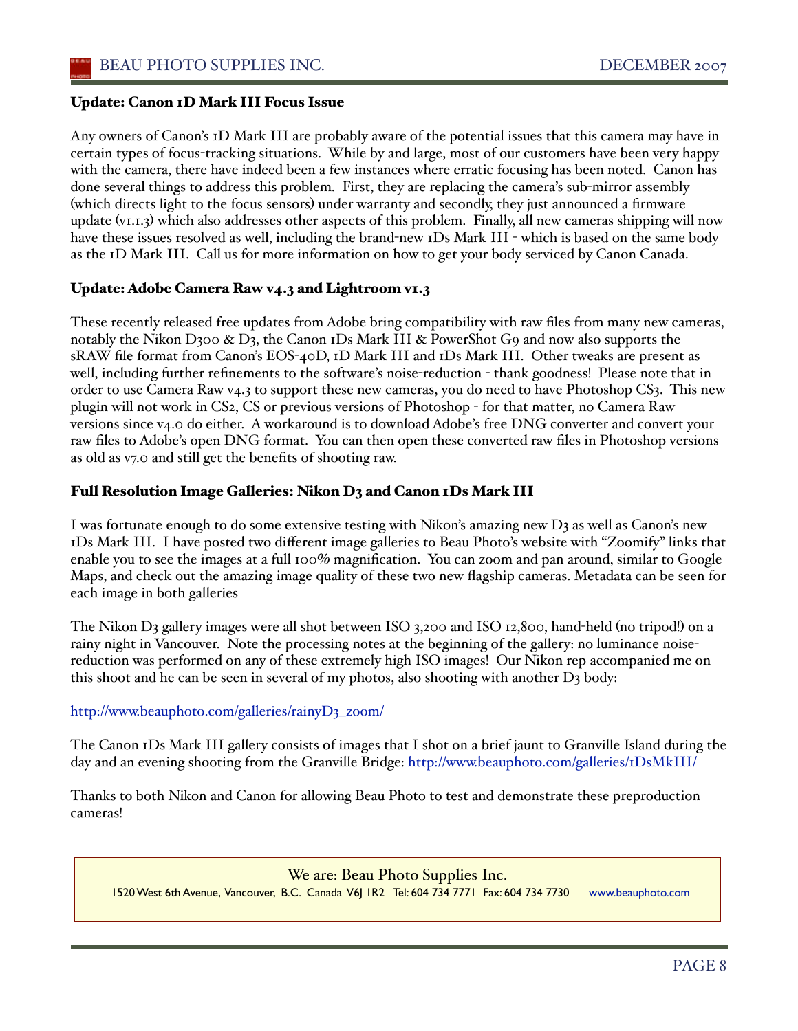### Update: Canon 1D Mark III Focus Issue

Any owners of Canon's 1D Mark III are probably aware of the potential issues that this camera may have in certain types of focus-tracking situations. While by and large, most of our customers have been very happy with the camera, there have indeed been a few instances where erratic focusing has been noted. Canon has done several things to address this problem. First, they are replacing the camera's sub-mirror assembly (which directs light to the focus sensors) under warranty and secondly, they just announced a firmware update (v1.1.3) which also addresses other aspects of this problem. Finally, all new cameras shipping will now have these issues resolved as well, including the brand-new 1Ds Mark III - which is based on the same body as the 1D Mark III. Call us for more information on how to get your body serviced by Canon Canada.

### Update: Adobe Camera Raw v4.3 and Lightroom v1.3

These recently released free updates from Adobe bring compatibility with raw files from many new cameras, notably the Nikon D300 & D3, the Canon 1Ds Mark III & PowerShot G9 and now also supports the sRAW file format from Canon's EOS-40D, 1D Mark III and 1Ds Mark III. Other tweaks are present as well, including further refinements to the software's noise-reduction - thank goodness! Please note that in order to use Camera Raw v4.3 to support these new cameras, you do need to have Photoshop CS3. This new plugin will not work in CS2, CS or previous versions of Photoshop - for that matter, no Camera Raw versions since v4.0 do either. A workaround is to download Adobe's free DNG converter and convert your raw files to Adobe's open DNG format. You can then open these converted raw files in Photoshop versions as old as v7.0 and still get the benefits of shooting raw.

### Full Resolution Image Galleries: Nikon D3 and Canon 1Ds Mark III

I was fortunate enough to do some extensive testing with Nikon's amazing new D3 as well as Canon's new 1Ds Mark III. I have posted two different image galleries to Beau Photo's website with "Zoomify" links that enable you to see the images at a full 100% magnification. You can zoom and pan around, similar to Google Maps, and check out the amazing image quality of these two new flagship cameras. Metadata can be seen for each image in both galleries

The Nikon D3 gallery images were all shot between ISO 3,200 and ISO 12,800, hand-held (no tripod!) on a rainy night in Vancouver. Note the processing notes at the beginning of the gallery: no luminance noise-reduction was performed on any of these extremely high ISO images! Our Nikon rep accompanied me on this shoot and he can be seen in several of my photos, also shooting with another D3 body:

http://www.beauphoto.com/galleries/rainyD3_zoom/

The Canon 1Ds Mark III gallery consists of images that I shot on a brief jaunt to Granville Island during the day and an evening shooting from the Granville Bridge: http://www.beauphoto.com/galleries/1DsMkIII/

Thanks to both Nikon and Canon for allowing Beau Photo to test and demonstrate these preproduction cameras!

We are: Beau Photo Supplies Inc.
1520 West 6th Avenue, Vancouver, B.C. Canada V6J 1R2 Tel: 604 734 7771 Fax: 604 734 7730 www.beauphoto.com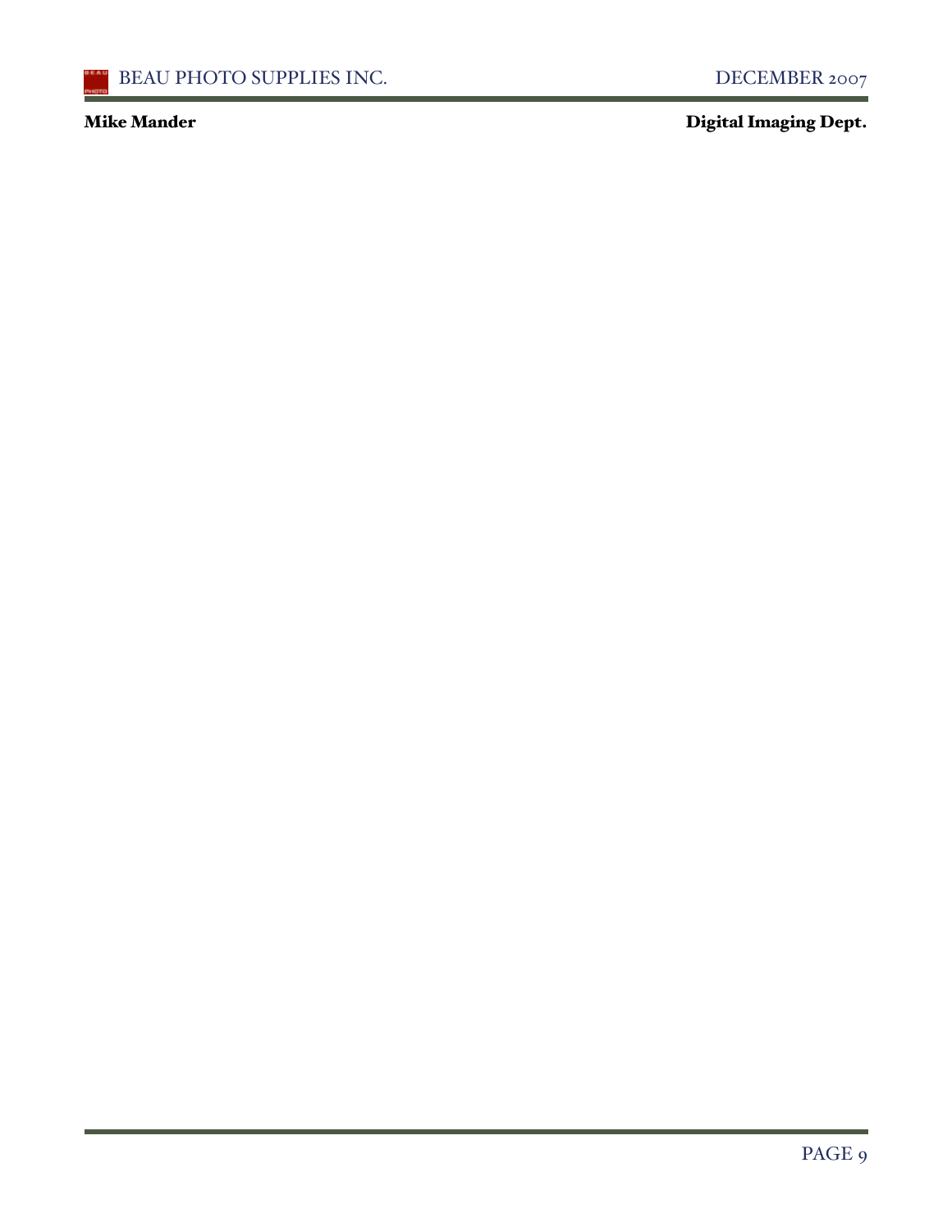**Mike Mander** **Digital Imaging Dept.**